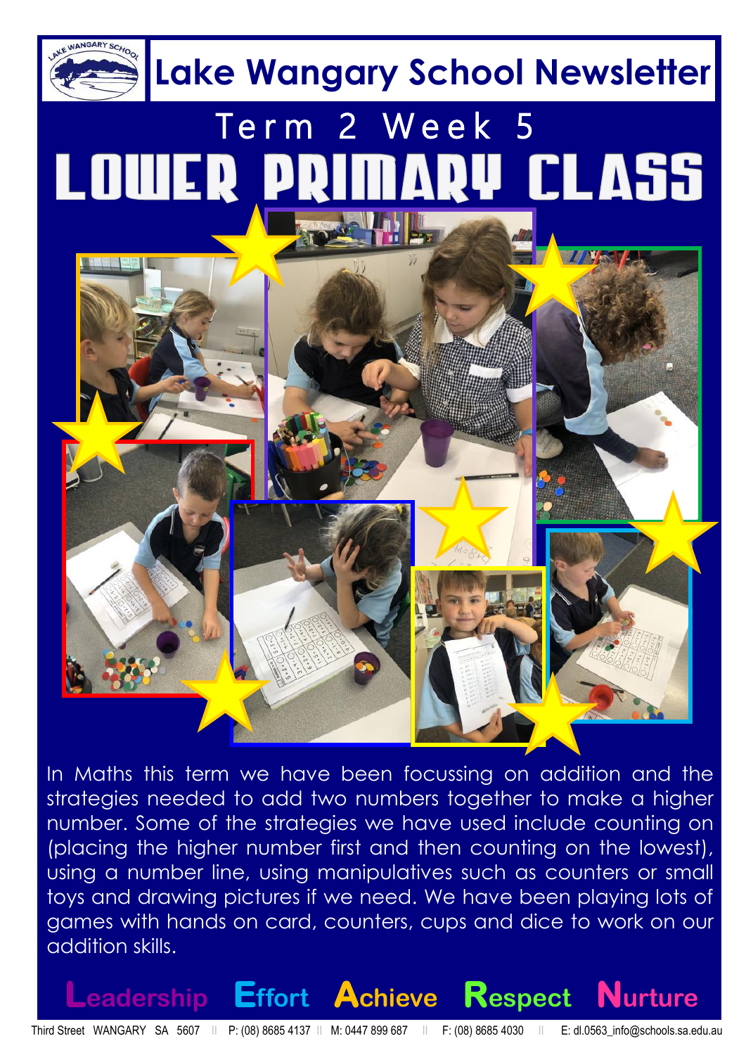# Lake Wangary School Newsletter

## Term 2 Week 5

# LOWER PRIMARY CLASS

In Maths this term we have been focussing on addition and the strategies needed to add two numbers together to make a higher number. Some of the strategies we have used include counting on (placing the higher number first and then counting on the lowest), using a number line, using manipulatives such as counters or small toys and drawing pictures if we need. We have been playing lots of games with hands on card, counters, cups and dice to work on our addition skills.

**Leadership Effort Achieve Respect Nurture**

Third Street WANGARY SA 5607 || P: (08) 8685 4137 || M: 0447 899 687 || F: (08) 8685 4030 || E: dl.0563_info@schools.sa.edu.au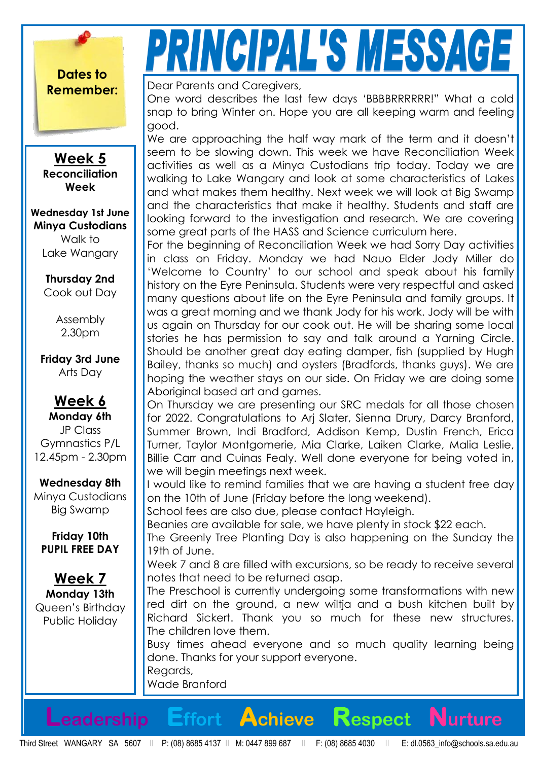# PRINCIPAL'S MESSAGE

**Dates to Remember:**

## Week 5
**Reconciliation Week**

**Wednesday 1st June**
**Minya Custodians**
Walk to
Lake Wangary

**Thursday 2nd**
Cook out Day

Assembly
2.30pm

**Friday 3rd June**
Arts Day

## Week 6
**Monday 6th**
JP Class
Gymnastics P/L
12.45pm - 2.30pm

**Wednesday 8th**
Minya Custodians
Big Swamp

**Friday 10th**
**PUPIL FREE DAY**

## Week 7
**Monday 13th**
Queen's Birthday
Public Holiday

Dear Parents and Caregivers,

One word describes the last few days 'BBBBRRRRRR!" What a cold snap to bring Winter on. Hope you are all keeping warm and feeling good.

We are approaching the half way mark of the term and it doesn't seem to be slowing down. This week we have Reconciliation Week activities as well as a Minya Custodians trip today. Today we are walking to Lake Wangary and look at some characteristics of Lakes and what makes them healthy. Next week we will look at Big Swamp and the characteristics that make it healthy. Students and staff are looking forward to the investigation and research. We are covering some great parts of the HASS and Science curriculum here.

For the beginning of Reconciliation Week we had Sorry Day activities in class on Friday. Monday we had Nauo Elder Jody Miller do 'Welcome to Country' to our school and speak about his family history on the Eyre Peninsula. Students were very respectful and asked many questions about life on the Eyre Peninsula and family groups. It was a great morning and we thank Jody for his work. Jody will be with us again on Thursday for our cook out. He will be sharing some local stories he has permission to say and talk around a Yarning Circle. Should be another great day eating damper, fish (supplied by Hugh Bailey, thanks so much) and oysters (Bradfords, thanks guys). We are hoping the weather stays on our side. On Friday we are doing some Aboriginal based art and games.

On Thursday we are presenting our SRC medals for all those chosen for 2022. Congratulations to Arj Slater, Sienna Drury, Darcy Branford, Summer Brown, Indi Bradford, Addison Kemp, Dustin French, Erica Turner, Taylor Montgomerie, Mia Clarke, Laiken Clarke, Malia Leslie, Billie Carr and Cuinas Fealy. Well done everyone for being voted in, we will begin meetings next week.

I would like to remind families that we are having a student free day on the 10th of June (Friday before the long weekend).

School fees are also due, please contact Hayleigh.

Beanies are available for sale, we have plenty in stock $22 each.

The Greenly Tree Planting Day is also happening on the Sunday the 19th of June.

Week 7 and 8 are filled with excursions, so be ready to receive several notes that need to be returned asap.

The Preschool is currently undergoing some transformations with new red dirt on the ground, a new wiltja and a bush kitchen built by Richard Sickert. Thank you so much for these new structures. The children love them.

Busy times ahead everyone and so much quality learning being done. Thanks for your support everyone.

Regards,

Wade Branford

**Leadership Effort Achieve Respect Nurture**

Third Street WANGARY SA 5607 || P: (08) 8685 4137 || M: 0447 899 687 || F: (08) 8685 4030 || E: dl.0563_info@schools.sa.edu.au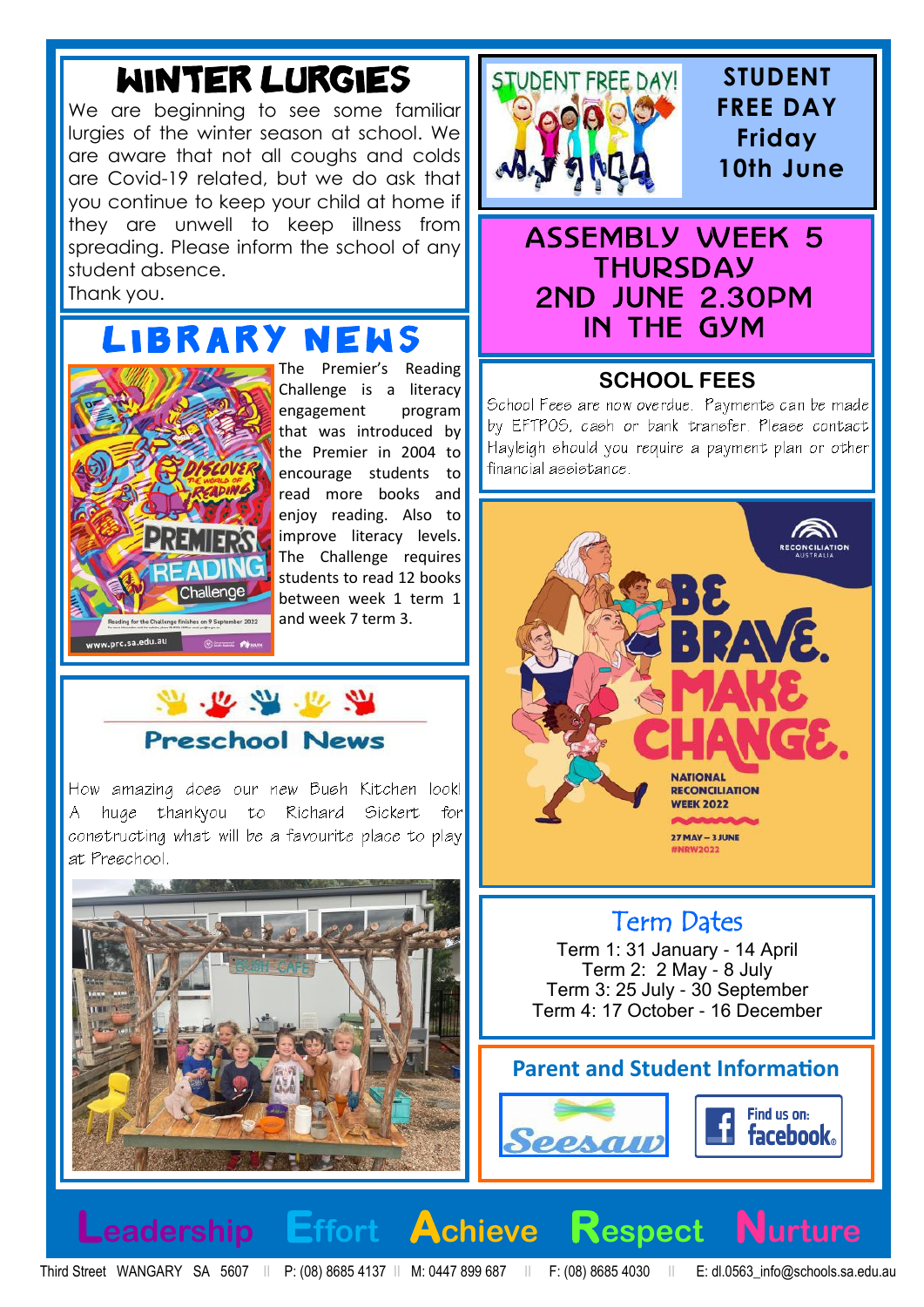# WINTER LURGIES

We are beginning to see some familiar lurgies of the winter season at school. We are aware that not all coughs and colds are Covid-19 related, but we do ask that you continue to keep your child at home if they are unwell to keep illness from spreading. Please inform the school of any student absence.

Thank you.

# LIBRARY NEWS

The Premier's Reading Challenge is a literacy engagement program that was introduced by the Premier in 2004 to encourage students to read more books and enjoy reading. Also to improve literacy levels. The Challenge requires students to read 12 books between week 1 term 1 and week 7 term 3.

## Preschool News

How amazing does our new Bush Kitchen look! A huge thankyou to Richard Sickert for constructing what will be a favourite place to play at Preschool.

# STUDENT FREE DAY

**Friday 10th June**

# ASSEMBLY WEEK 5 THURSDAY 2ND JUNE 2.30PM IN THE GYM

## SCHOOL FEES

School Fees are now overdue. Payments can be made by EFTPOS, cash or bank transfer. Please contact Hayleigh should you require a payment plan or other financial assistance.

BE BRAVE. MAKE CHANGE.

NATIONAL RECONCILIATION WEEK 2022

27 MAY – 3 JUNE #NRW2022

## Term Dates

Term 1: 31 January - 14 April
Term 2: 2 May - 8 July
Term 3: 25 July - 30 September
Term 4: 17 October - 16 December

## Parent and Student Information

Seesaw

Find us on: facebook

**Leadership Effort Achieve Respect Nurture**

Third Street WANGARY SA 5607 || P: (08) 8685 4137 || M: 0447 899 687 || F: (08) 8685 4030 || E: dl.0563_info@schools.sa.edu.au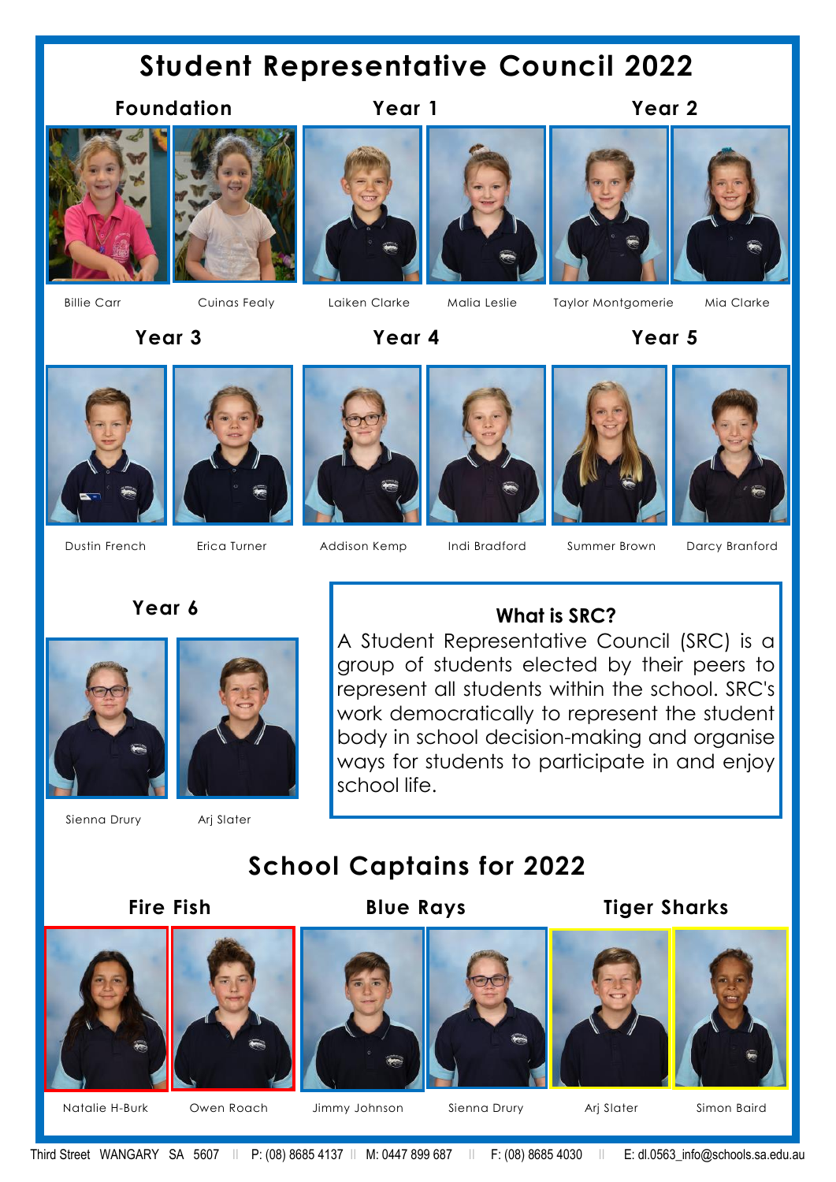# Student Representative Council 2022

### Foundation

Billie Carr

Cuinas Fealy

### Year 1

Laiken Clarke

Malia Leslie

### Year 2

Taylor Montgomerie

Mia Clarke

### Year 3

Dustin French

Erica Turner

### Year 4

Addison Kemp

Indi Bradford

### Year 5

Summer Brown

Darcy Branford

### Year 6

Sienna Drury

Arj Slater

### What is SRC?

A Student Representative Council (SRC) is a group of students elected by their peers to represent all students within the school. SRC's work democratically to represent the student body in school decision-making and organise ways for students to participate in and enjoy school life.

# School Captains for 2022

### Fire Fish

Natalie H-Burk

Owen Roach

### Blue Rays

Jimmy Johnson

Sienna Drury

### Tiger Sharks

Arj Slater

Simon Baird

Third Street WANGARY SA 5607 || P: (08) 8685 4137 || M: 0447 899 687 || F: (08) 8685 4030 || E: dl.0563_info@schools.sa.edu.au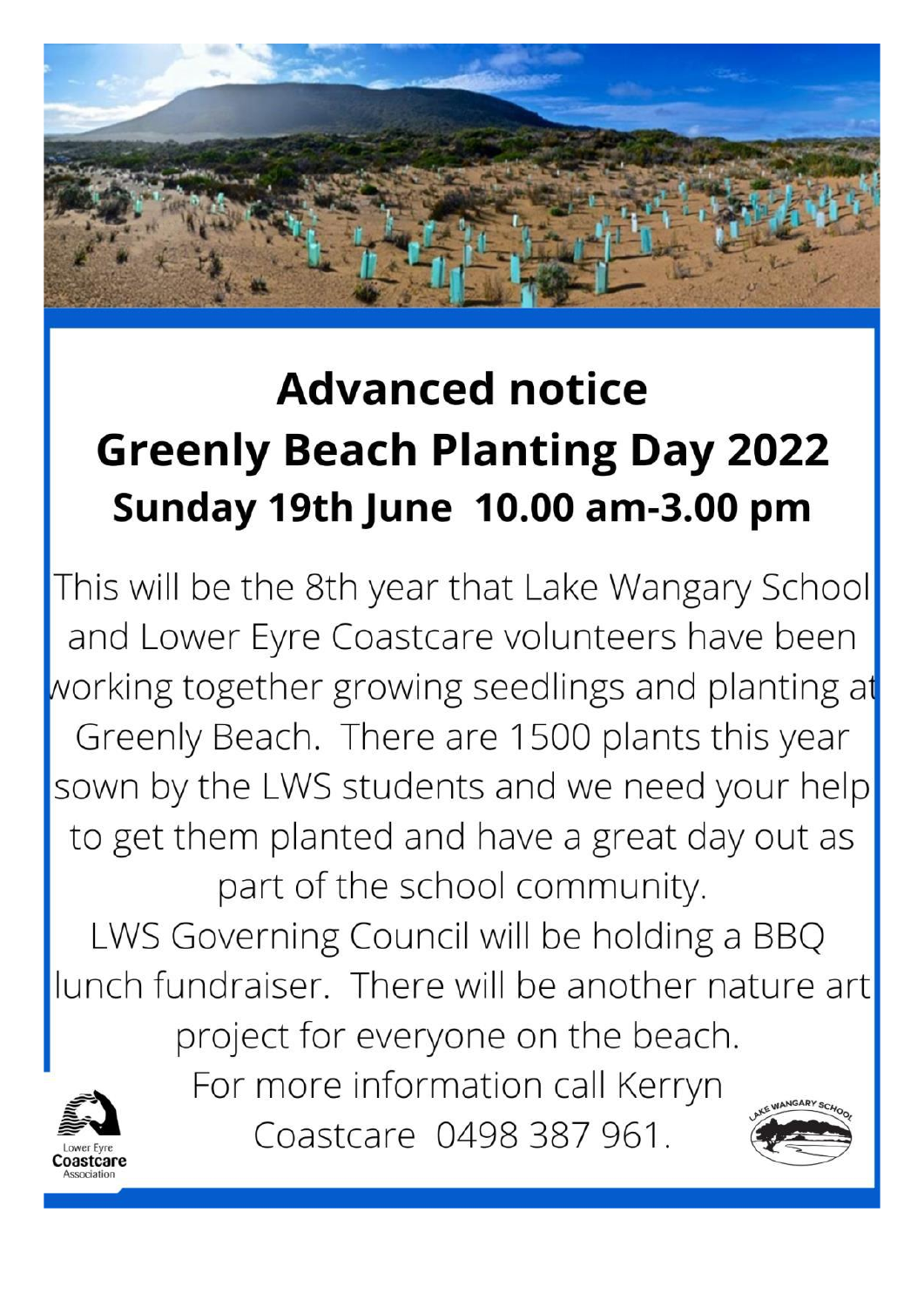# Advanced notice

# Greenly Beach Planting Day 2022

## Sunday 19th June 10.00 am-3.00 pm

This will be the 8th year that Lake Wangary School and Lower Eyre Coastcare volunteers have been working together growing seedlings and planting at Greenly Beach. There are 1500 plants this year sown by the LWS students and we need your help to get them planted and have a great day out as part of the school community.

LWS Governing Council will be holding a BBQ lunch fundraiser. There will be another nature art project for everyone on the beach.

For more information call Kerryn Coastcare 0498 387 961.

Lower Eyre Coastcare Association

Lake Wangary School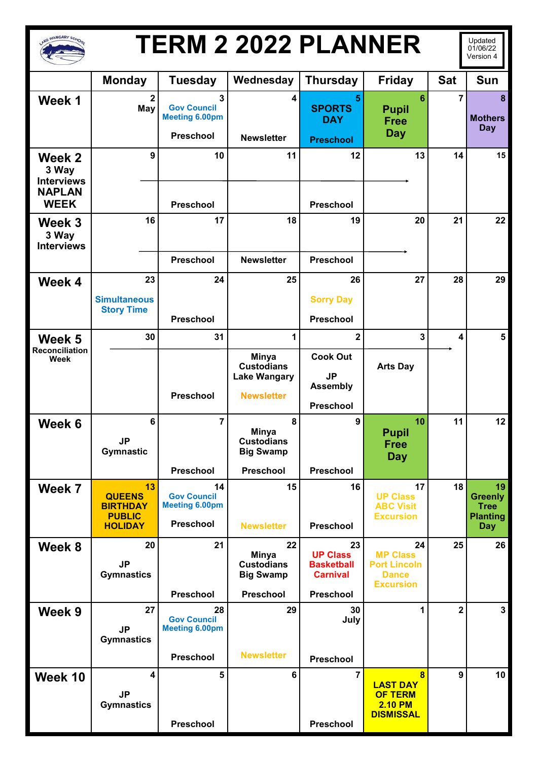# TERM 2 2022 PLANNER

Updated 01/06/22 Version 4

| | Monday | Tuesday | Wednesday | Thursday | Friday | Sat | Sun |
|---|---|---|---|---|---|---|---|
| **Week 1** | 2 May | 3 Gov Council Meeting 6.00pm Preschool | 4 Newsletter | 5 SPORTS DAY Preschool | 6 Pupil Free Day | 7 | 8 Mothers Day |
| **Week 2** 3 Way Interviews NAPLAN WEEK | 9 | 10 Preschool | 11 | 12 Preschool | 13 | 14 | 15 |
| **Week 3** 3 Way Interviews | 16 | 17 Preschool | 18 Newsletter | 19 Preschool | 20 | 21 | 22 |
| **Week 4** | 23 Simultaneous Story Time | 24 Preschool | 25 | 26 Sorry Day Preschool | 27 | 28 | 29 |
| **Week 5** Reconciliation Week | 30 | 31 Preschool | 1 Minya Custodians Lake Wangary Newsletter | 2 Cook Out JP Assembly Preschool | 3 Arts Day | 4 | 5 |
| **Week 6** | 6 JP Gymnastic | 7 Preschool | 8 Minya Custodians Big Swamp Preschool | 9 Preschool | 10 Pupil Free Day | 11 | 12 |
| **Week 7** | 13 QUEENS BIRTHDAY PUBLIC HOLIDAY | 14 Gov Council Meeting 6.00pm Preschool | 15 Newsletter | 16 Preschool | 17 UP Class ABC Visit Excursion | 18 | 19 Greenly Tree Planting Day |
| **Week 8** | 20 JP Gymnastics | 21 Preschool | 22 Minya Custodians Big Swamp Preschool | 23 UP Class Basketball Carnival Preschool | 24 MP Class Port Lincoln Dance Excursion | 25 | 26 |
| **Week 9** | 27 JP Gymnastics | 28 Gov Council Meeting 6.00pm Preschool | 29 Newsletter | 30 July Preschool | 1 | 2 | 3 |
| **Week 10** | 4 JP Gymnastics | 5 Preschool | 6 | 7 Preschool | 8 LAST DAY OF TERM 2.10 PM DISMISSAL | 9 | 10 |